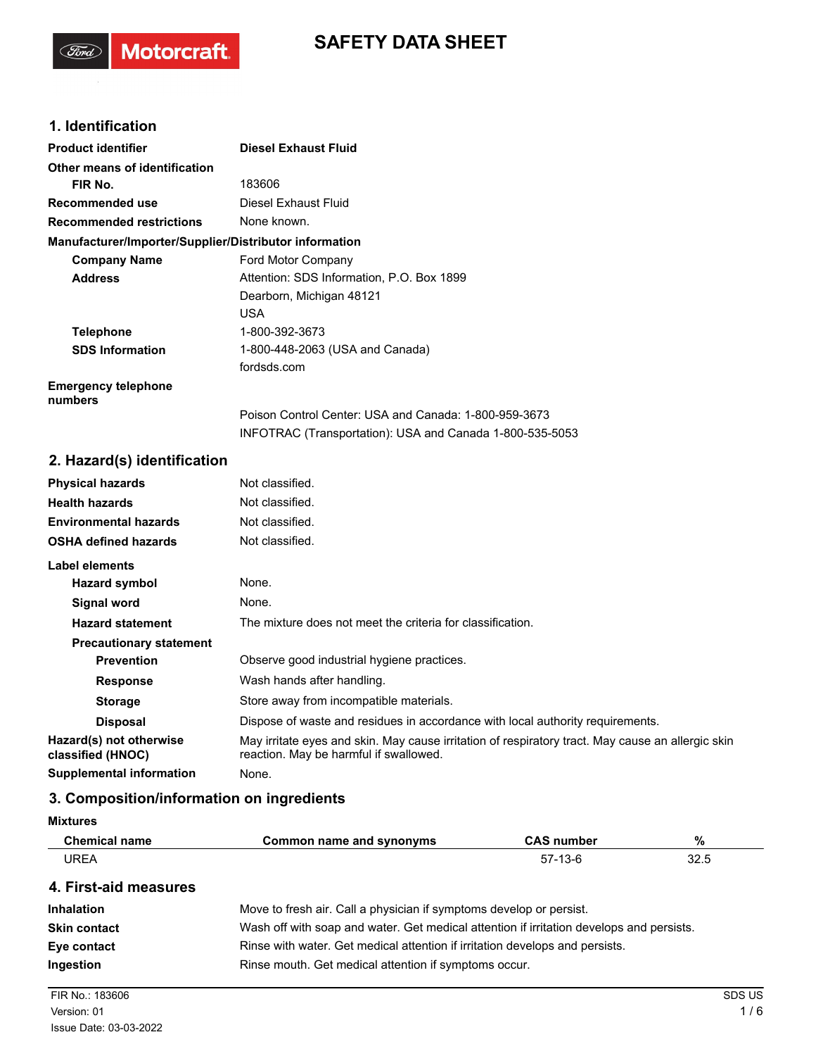# SAFETY DATA SHEET

## 1. Identification

**Product identifier** **Diesel Exhaust Fluid**

**Other means of identification**

**FIR No.** 183606

**Recommended use** Diesel Exhaust Fluid

**Recommended restrictions** None known.

**Manufacturer/Importer/Supplier/Distributor information**

**Company Name** Ford Motor Company

**Address** Attention: SDS Information, P.O. Box 1899
Dearborn, Michigan 48121
USA

**Telephone** 1-800-392-3673

**SDS Information** 1-800-448-2063 (USA and Canada)
fordsds.com

**Emergency telephone numbers**
Poison Control Center: USA and Canada: 1-800-959-3673
INFOTRAC (Transportation): USA and Canada 1-800-535-5053

## 2. Hazard(s) identification

**Physical hazards** Not classified.

**Health hazards** Not classified.

**Environmental hazards** Not classified.

**OSHA defined hazards** Not classified.

**Label elements**

**Hazard symbol** None.

**Signal word** None.

**Hazard statement** The mixture does not meet the criteria for classification.

**Precautionary statement**

**Prevention** Observe good industrial hygiene practices.

**Response** Wash hands after handling.

**Storage** Store away from incompatible materials.

**Disposal** Dispose of waste and residues in accordance with local authority requirements.

**Hazard(s) not otherwise classified (HNOC)** May irritate eyes and skin. May cause irritation of respiratory tract. May cause an allergic skin reaction. May be harmful if swallowed.

**Supplemental information** None.

## 3. Composition/information on ingredients

**Mixtures**

| Chemical name | Common name and synonyms | CAS number | % |
|---|---|---|---|
| UREA | | 57-13-6 | 32.5 |

## 4. First-aid measures

**Inhalation** Move to fresh air. Call a physician if symptoms develop or persist.

**Skin contact** Wash off with soap and water. Get medical attention if irritation develops and persists.

**Eye contact** Rinse with water. Get medical attention if irritation develops and persists.

**Ingestion** Rinse mouth. Get medical attention if symptoms occur.

FIR No.: 183606
Version: 01
Issue Date: 03-03-2022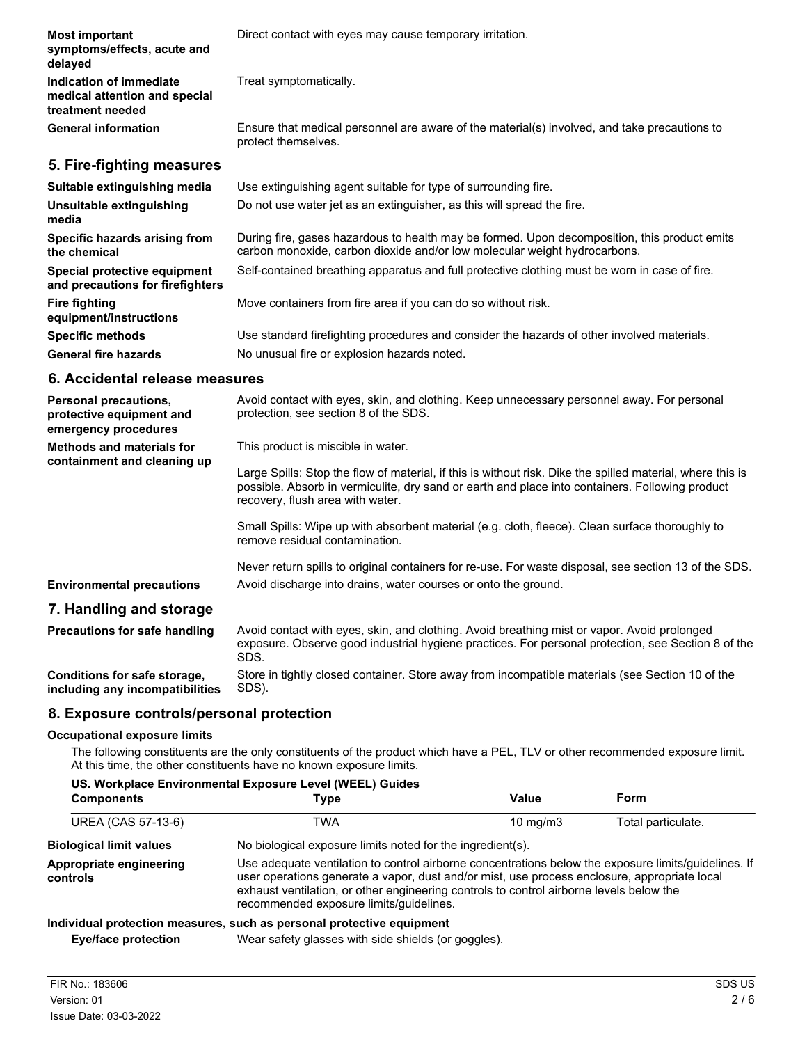| | |
|---|---|
| **Most important symptoms/effects, acute and delayed** | Direct contact with eyes may cause temporary irritation. |
| **Indication of immediate medical attention and special treatment needed** | Treat symptomatically. |
| **General information** | Ensure that medical personnel are aware of the material(s) involved, and take precautions to protect themselves. |

## 5. Fire-fighting measures

| | |
|---|---|
| **Suitable extinguishing media** | Use extinguishing agent suitable for type of surrounding fire. |
| **Unsuitable extinguishing media** | Do not use water jet as an extinguisher, as this will spread the fire. |
| **Specific hazards arising from the chemical** | During fire, gases hazardous to health may be formed. Upon decomposition, this product emits carbon monoxide, carbon dioxide and/or low molecular weight hydrocarbons. |
| **Special protective equipment and precautions for firefighters** | Self-contained breathing apparatus and full protective clothing must be worn in case of fire. |
| **Fire fighting equipment/instructions** | Move containers from fire area if you can do so without risk. |
| **Specific methods** | Use standard firefighting procedures and consider the hazards of other involved materials. |
| **General fire hazards** | No unusual fire or explosion hazards noted. |

## 6. Accidental release measures

**Personal precautions, protective equipment and emergency procedures**

Avoid contact with eyes, skin, and clothing. Keep unnecessary personnel away. For personal protection, see section 8 of the SDS.

**Methods and materials for containment and cleaning up**

This product is miscible in water.

Large Spills: Stop the flow of material, if this is without risk. Dike the spilled material, where this is possible. Absorb in vermiculite, dry sand or earth and place into containers. Following product recovery, flush area with water.

Small Spills: Wipe up with absorbent material (e.g. cloth, fleece). Clean surface thoroughly to remove residual contamination.

Never return spills to original containers for re-use. For waste disposal, see section 13 of the SDS.

**Environmental precautions**

Avoid discharge into drains, water courses or onto the ground.

## 7. Handling and storage

| | |
|---|---|
| **Precautions for safe handling** | Avoid contact with eyes, skin, and clothing. Avoid breathing mist or vapor. Avoid prolonged exposure. Observe good industrial hygiene practices. For personal protection, see Section 8 of the SDS. |
| **Conditions for safe storage, including any incompatibilities** | Store in tightly closed container. Store away from incompatible materials (see Section 10 of the SDS). |

## 8. Exposure controls/personal protection

### Occupational exposure limits

The following constituents are the only constituents of the product which have a PEL, TLV or other recommended exposure limit. At this time, the other constituents have no known exposure limits.

**US. Workplace Environmental Exposure Level (WEEL) Guides**

| Components | Type | Value | Form |
|---|---|---|---|
| UREA (CAS 57-13-6) | TWA | 10 mg/m3 | Total particulate. |

| | |
|---|---|
| **Biological limit values** | No biological exposure limits noted for the ingredient(s). |
| **Appropriate engineering controls** | Use adequate ventilation to control airborne concentrations below the exposure limits/guidelines. If user operations generate a vapor, dust and/or mist, use process enclosure, appropriate local exhaust ventilation, or other engineering controls to control airborne levels below the recommended exposure limits/guidelines. |

**Individual protection measures, such as personal protective equipment**

**Eye/face protection** Wear safety glasses with side shields (or goggles).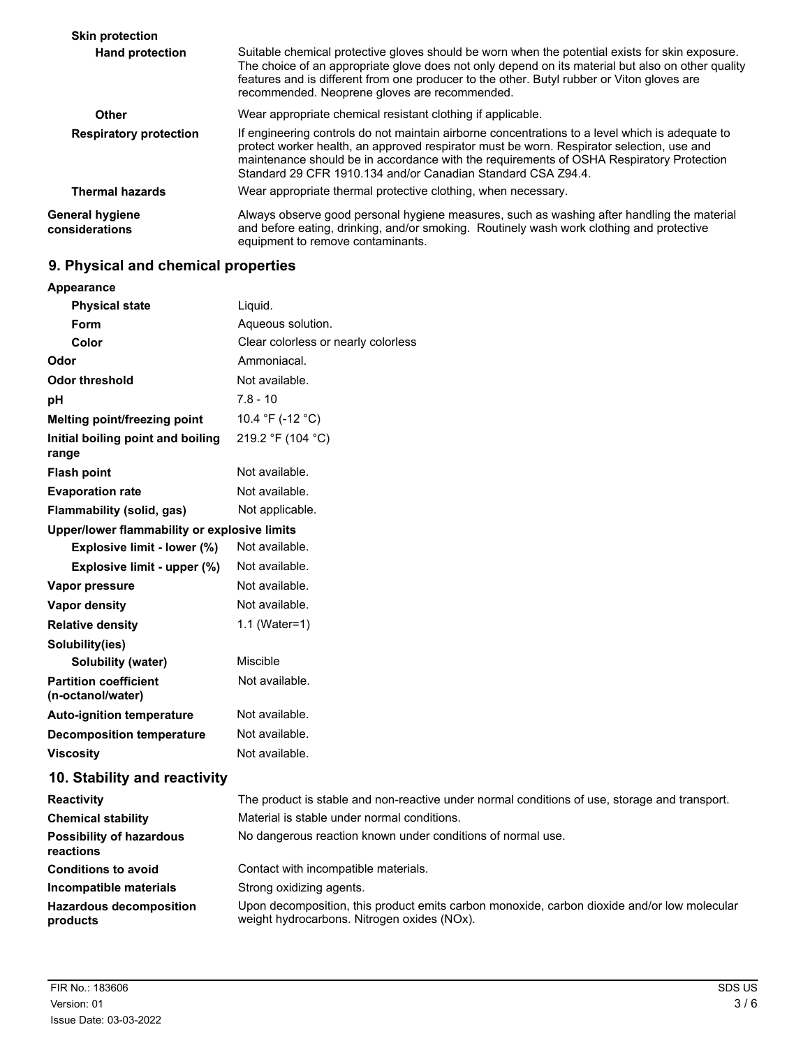| | |
|---|---|
| **Skin protection** | |
| **Hand protection** | Suitable chemical protective gloves should be worn when the potential exists for skin exposure. The choice of an appropriate glove does not only depend on its material but also on other quality features and is different from one producer to the other. Butyl rubber or Viton gloves are recommended. Neoprene gloves are recommended. |
| **Other** | Wear appropriate chemical resistant clothing if applicable. |
| **Respiratory protection** | If engineering controls do not maintain airborne concentrations to a level which is adequate to protect worker health, an approved respirator must be worn. Respirator selection, use and maintenance should be in accordance with the requirements of OSHA Respiratory Protection Standard 29 CFR 1910.134 and/or Canadian Standard CSA Z94.4. |
| **Thermal hazards** | Wear appropriate thermal protective clothing, when necessary. |
| **General hygiene considerations** | Always observe good personal hygiene measures, such as washing after handling the material and before eating, drinking, and/or smoking. Routinely wash work clothing and protective equipment to remove contaminants. |

## 9. Physical and chemical properties

| | |
|---|---|
| **Appearance** | |
| **Physical state** | Liquid. |
| **Form** | Aqueous solution. |
| **Color** | Clear colorless or nearly colorless |
| **Odor** | Ammoniacal. |
| **Odor threshold** | Not available. |
| **pH** | 7.8 - 10 |
| **Melting point/freezing point** | 10.4 °F (-12 °C) |
| **Initial boiling point and boiling range** | 219.2 °F (104 °C) |
| **Flash point** | Not available. |
| **Evaporation rate** | Not available. |
| **Flammability (solid, gas)** | Not applicable. |
| **Upper/lower flammability or explosive limits** | |
| **Explosive limit - lower (%)** | Not available. |
| **Explosive limit - upper (%)** | Not available. |
| **Vapor pressure** | Not available. |
| **Vapor density** | Not available. |
| **Relative density** | 1.1 (Water=1) |
| **Solubility(ies)** | |
| **Solubility (water)** | Miscible |
| **Partition coefficient (n-octanol/water)** | Not available. |
| **Auto-ignition temperature** | Not available. |
| **Decomposition temperature** | Not available. |
| **Viscosity** | Not available. |

## 10. Stability and reactivity

| | |
|---|---|
| **Reactivity** | The product is stable and non-reactive under normal conditions of use, storage and transport. |
| **Chemical stability** | Material is stable under normal conditions. |
| **Possibility of hazardous reactions** | No dangerous reaction known under conditions of normal use. |
| **Conditions to avoid** | Contact with incompatible materials. |
| **Incompatible materials** | Strong oxidizing agents. |
| **Hazardous decomposition products** | Upon decomposition, this product emits carbon monoxide, carbon dioxide and/or low molecular weight hydrocarbons. Nitrogen oxides (NOx). |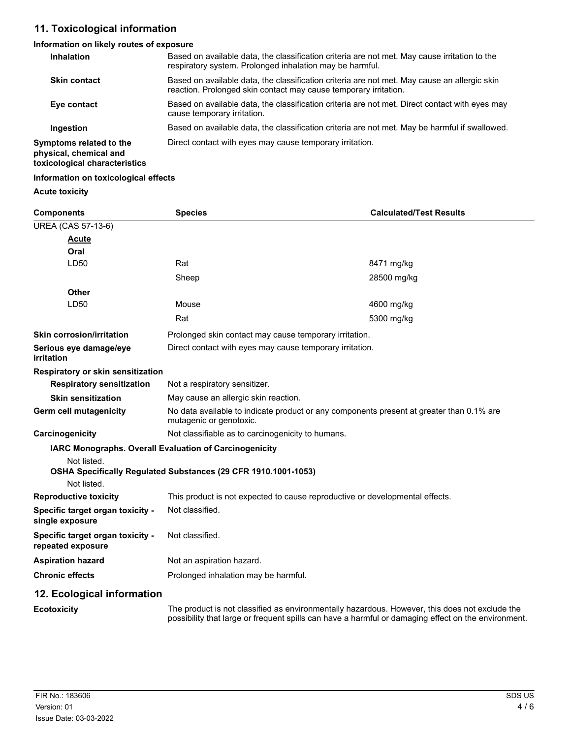## 11. Toxicological information

### Information on likely routes of exposure

**Inhalation** Based on available data, the classification criteria are not met. May cause irritation to the respiratory system. Prolonged inhalation may be harmful.

**Skin contact** Based on available data, the classification criteria are not met. May cause an allergic skin reaction. Prolonged skin contact may cause temporary irritation.

**Eye contact** Based on available data, the classification criteria are not met. Direct contact with eyes may cause temporary irritation.

**Ingestion** Based on available data, the classification criteria are not met. May be harmful if swallowed.

**Symptoms related to the physical, chemical and toxicological characteristics** Direct contact with eyes may cause temporary irritation.

### Information on toxicological effects

**Acute toxicity**

| Components | Species | Calculated/Test Results |
|---|---|---|
| UREA (CAS 57-13-6) | | |
| **Acute** | | |
| **Oral** | | |
| LD50 | Rat | 8471 mg/kg |
| | Sheep | 28500 mg/kg |
| **Other** | | |
| LD50 | Mouse | 4600 mg/kg |
| | Rat | 5300 mg/kg |

**Skin corrosion/irritation** Prolonged skin contact may cause temporary irritation.

**Serious eye damage/eye irritation** Direct contact with eyes may cause temporary irritation.

**Respiratory or skin sensitization**

**Respiratory sensitization** Not a respiratory sensitizer.

**Skin sensitization** May cause an allergic skin reaction.

**Germ cell mutagenicity** No data available to indicate product or any components present at greater than 0.1% are mutagenic or genotoxic.

**Carcinogenicity** Not classifiable as to carcinogenicity to humans.

**IARC Monographs. Overall Evaluation of Carcinogenicity**

Not listed.

**OSHA Specifically Regulated Substances (29 CFR 1910.1001-1053)**

Not listed.

**Reproductive toxicity** This product is not expected to cause reproductive or developmental effects.

**Specific target organ toxicity - single exposure** Not classified.

**Specific target organ toxicity - repeated exposure** Not classified.

**Aspiration hazard** Not an aspiration hazard.

**Chronic effects** Prolonged inhalation may be harmful.

## 12. Ecological information

**Ecotoxicity** The product is not classified as environmentally hazardous. However, this does not exclude the possibility that large or frequent spills can have a harmful or damaging effect on the environment.

FIR No.: 183606
Version: 01
Issue Date: 03-03-2022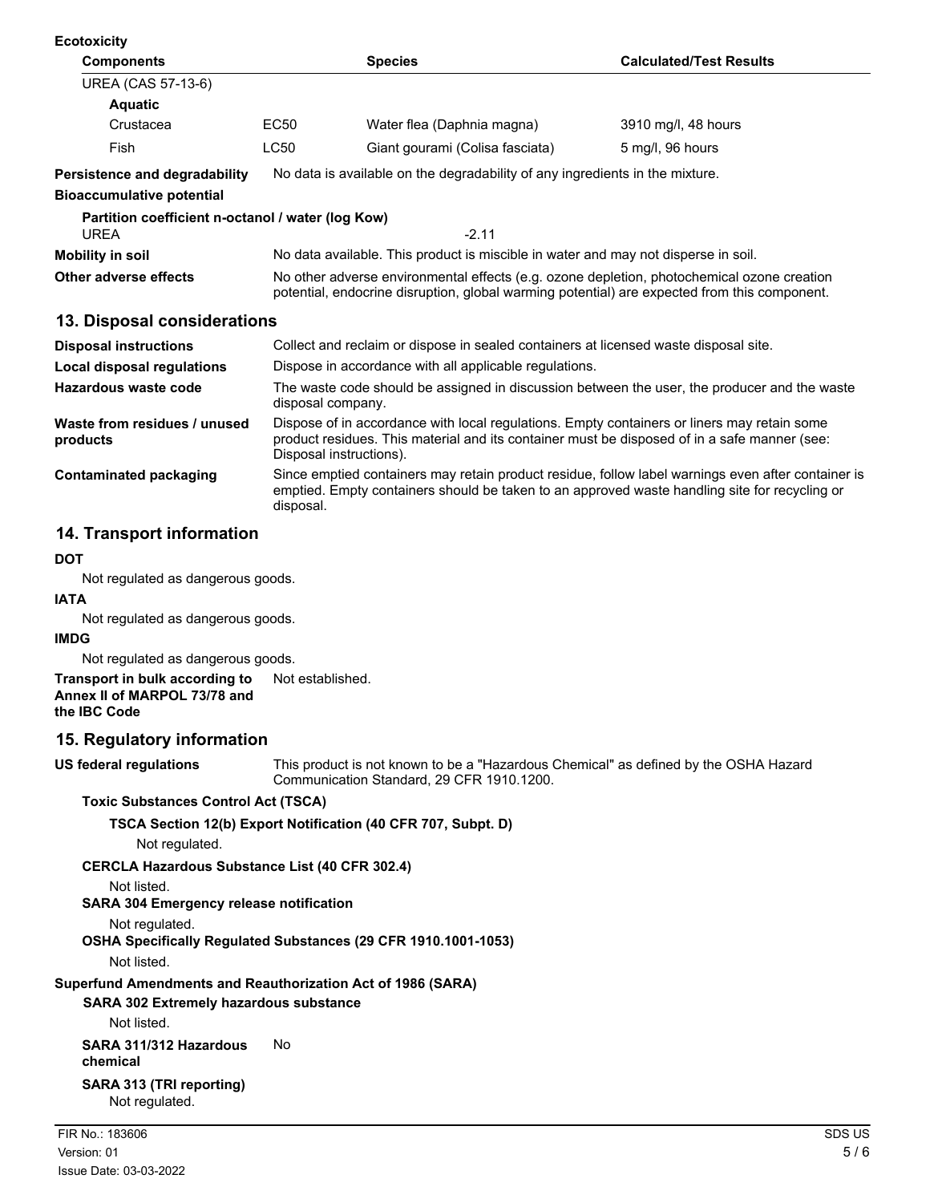**Ecotoxicity**

| Components | | Species | Calculated/Test Results |
|---|---|---|---|
| UREA (CAS 57-13-6) | | | |
| **Aquatic** | | | |
| Crustacea | EC50 | Water flea (Daphnia magna) | 3910 mg/l, 48 hours |
| Fish | LC50 | Giant gourami (Colisa fasciata) | 5 mg/l, 96 hours |

**Persistence and degradability** No data is available on the degradability of any ingredients in the mixture.

**Bioaccumulative potential**

**Partition coefficient n-octanol / water (log Kow)**

UREA -2.11

**Mobility in soil** No data available. This product is miscible in water and may not disperse in soil.

**Other adverse effects** No other adverse environmental effects (e.g. ozone depletion, photochemical ozone creation potential, endocrine disruption, global warming potential) are expected from this component.

## 13. Disposal considerations

**Disposal instructions** Collect and reclaim or dispose in sealed containers at licensed waste disposal site.

**Local disposal regulations** Dispose in accordance with all applicable regulations.

**Hazardous waste code** The waste code should be assigned in discussion between the user, the producer and the waste disposal company.

**Waste from residues / unused products** Dispose of in accordance with local regulations. Empty containers or liners may retain some product residues. This material and its container must be disposed of in a safe manner (see: Disposal instructions).

**Contaminated packaging** Since emptied containers may retain product residue, follow label warnings even after container is emptied. Empty containers should be taken to an approved waste handling site for recycling or disposal.

## 14. Transport information

**DOT**

Not regulated as dangerous goods.

**IATA**

Not regulated as dangerous goods.

**IMDG**

Not regulated as dangerous goods.

**Transport in bulk according to Annex II of MARPOL 73/78 and the IBC Code** Not established.

## 15. Regulatory information

**US federal regulations** This product is not known to be a "Hazardous Chemical" as defined by the OSHA Hazard Communication Standard, 29 CFR 1910.1200.

**Toxic Substances Control Act (TSCA)**

**TSCA Section 12(b) Export Notification (40 CFR 707, Subpt. D)**

Not regulated.

**CERCLA Hazardous Substance List (40 CFR 302.4)**

Not listed.

**SARA 304 Emergency release notification**

Not regulated.

**OSHA Specifically Regulated Substances (29 CFR 1910.1001-1053)**

Not listed.

**Superfund Amendments and Reauthorization Act of 1986 (SARA)**

**SARA 302 Extremely hazardous substance**

Not listed.

**SARA 311/312 Hazardous chemical** No

**SARA 313 (TRI reporting)**

Not regulated.

FIR No.: 183606
Version: 01
Issue Date: 03-03-2022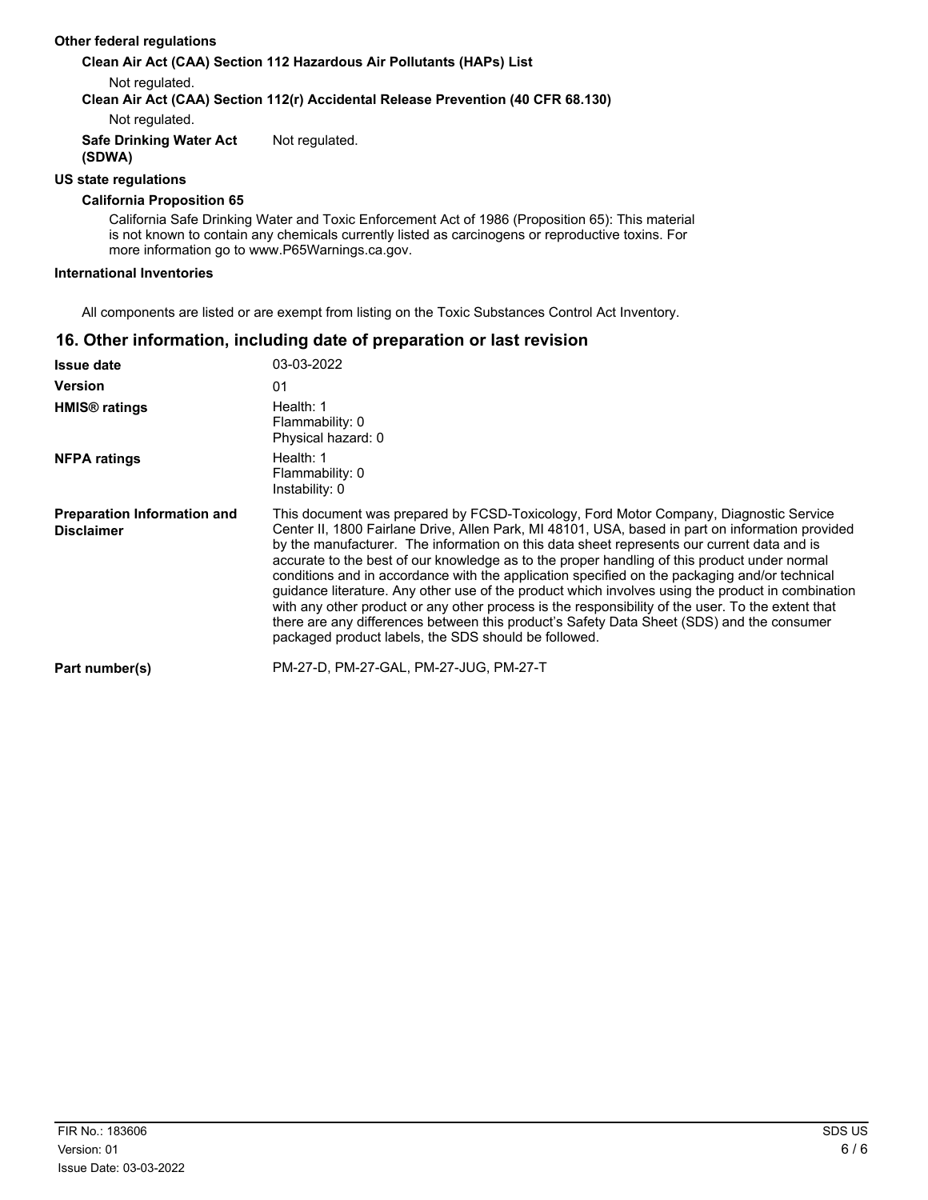**Other federal regulations**

**Clean Air Act (CAA) Section 112 Hazardous Air Pollutants (HAPs) List**

Not regulated.

**Clean Air Act (CAA) Section 112(r) Accidental Release Prevention (40 CFR 68.130)**

Not regulated.

**Safe Drinking Water Act (SDWA)** Not regulated.

**US state regulations**

**California Proposition 65**

California Safe Drinking Water and Toxic Enforcement Act of 1986 (Proposition 65): This material is not known to contain any chemicals currently listed as carcinogens or reproductive toxins. For more information go to www.P65Warnings.ca.gov.

**International Inventories**

All components are listed or are exempt from listing on the Toxic Substances Control Act Inventory.

## 16. Other information, including date of preparation or last revision

**Issue date** 03-03-2022

**Version** 01

**HMIS® ratings**
Health: 1
Flammability: 0
Physical hazard: 0

**NFPA ratings**
Health: 1
Flammability: 0
Instability: 0

**Preparation Information and Disclaimer**
This document was prepared by FCSD-Toxicology, Ford Motor Company, Diagnostic Service Center II, 1800 Fairlane Drive, Allen Park, MI 48101, USA, based in part on information provided by the manufacturer. The information on this data sheet represents our current data and is accurate to the best of our knowledge as to the proper handling of this product under normal conditions and in accordance with the application specified on the packaging and/or technical guidance literature. Any other use of the product which involves using the product in combination with any other product or any other process is the responsibility of the user. To the extent that there are any differences between this product's Safety Data Sheet (SDS) and the consumer packaged product labels, the SDS should be followed.

**Part number(s)** PM-27-D, PM-27-GAL, PM-27-JUG, PM-27-T